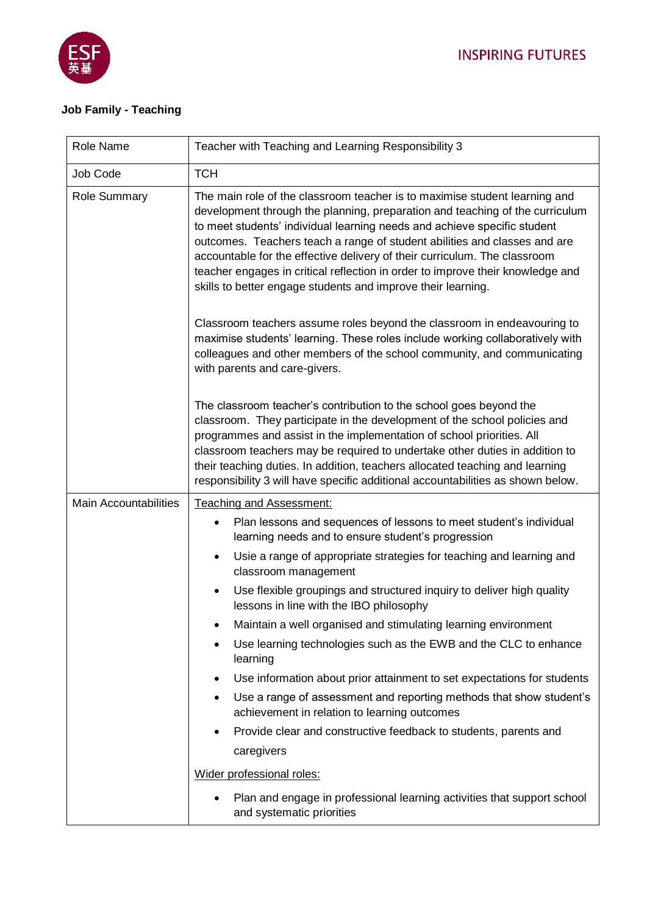ESF 英基

INSPIRING FUTURES

**Job Family - Teaching**

| Role Name | Teacher with Teaching and Learning Responsibility 3 |
|---|---|
| Job Code | TCH |
| Role Summary | The main role of the classroom teacher is to maximise student learning and development through the planning, preparation and teaching of the curriculum to meet students' individual learning needs and achieve specific student outcomes. Teachers teach a range of student abilities and classes and are accountable for the effective delivery of their curriculum. The classroom teacher engages in critical reflection in order to improve their knowledge and skills to better engage students and improve their learning.<br><br>Classroom teachers assume roles beyond the classroom in endeavouring to maximise students' learning. These roles include working collaboratively with colleagues and other members of the school community, and communicating with parents and care-givers.<br><br>The classroom teacher's contribution to the school goes beyond the classroom. They participate in the development of the school policies and programmes and assist in the implementation of school priorities. All classroom teachers may be required to undertake other duties in addition to their teaching duties. In addition, teachers allocated teaching and learning responsibility 3 will have specific additional accountabilities as shown below. |
| Main Accountabilities | <u>Teaching and Assessment:</u><br>• Plan lessons and sequences of lessons to meet student's individual learning needs and to ensure student's progression<br>• Usie a range of appropriate strategies for teaching and learning and classroom management<br>• Use flexible groupings and structured inquiry to deliver high quality lessons in line with the IBO philosophy<br>• Maintain a well organised and stimulating learning environment<br>• Use learning technologies such as the EWB and the CLC to enhance learning<br>• Use information about prior attainment to set expectations for students<br>• Use a range of assessment and reporting methods that show student's achievement in relation to learning outcomes<br>• Provide clear and constructive feedback to students, parents and caregivers<br><br><u>Wider professional roles:</u><br>• Plan and engage in professional learning activities that support school and systematic priorities |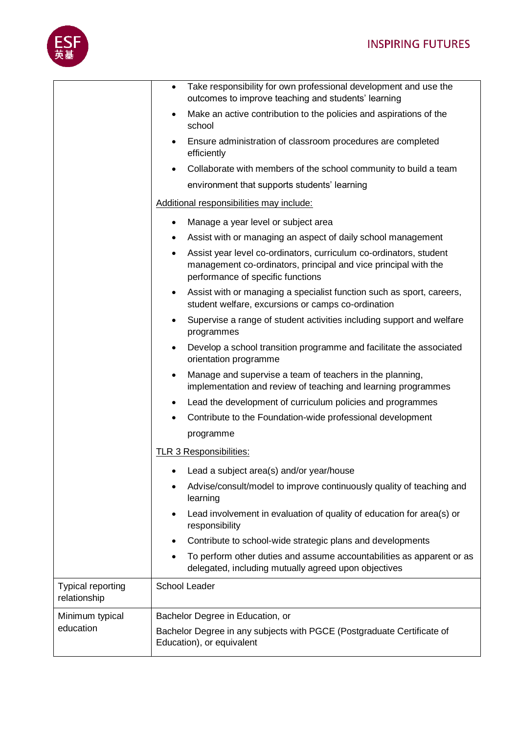| | |
|---|---|
| | • Take responsibility for own professional development and use the outcomes to improve teaching and students' learning<br>• Make an active contribution to the policies and aspirations of the school<br>• Ensure administration of classroom procedures are completed efficiently<br>• Collaborate with members of the school community to build a team environment that supports students' learning<br><br><u>Additional responsibilities may include:</u><br><br>• Manage a year level or subject area<br>• Assist with or managing an aspect of daily school management<br>• Assist year level co-ordinators, curriculum co-ordinators, student management co-ordinators, principal and vice principal with the performance of specific functions<br>• Assist with or managing a specialist function such as sport, careers, student welfare, excursions or camps co-ordination<br>• Supervise a range of student activities including support and welfare programmes<br>• Develop a school transition programme and facilitate the associated orientation programme<br>• Manage and supervise a team of teachers in the planning, implementation and review of teaching and learning programmes<br>• Lead the development of curriculum policies and programmes<br>• Contribute to the Foundation-wide professional development programme<br><br><u>TLR 3 Responsibilities:</u><br><br>• Lead a subject area(s) and/or year/house<br>• Advise/consult/model to improve continuously quality of teaching and learning<br>• Lead involvement in evaluation of quality of education for area(s) or responsibility<br>• Contribute to school-wide strategic plans and developments<br>• To perform other duties and assume accountabilities as apparent or as delegated, including mutually agreed upon objectives |
| Typical reporting relationship | School Leader |
| Minimum typical education | Bachelor Degree in Education, or<br><br>Bachelor Degree in any subjects with PGCE (Postgraduate Certificate of Education), or equivalent |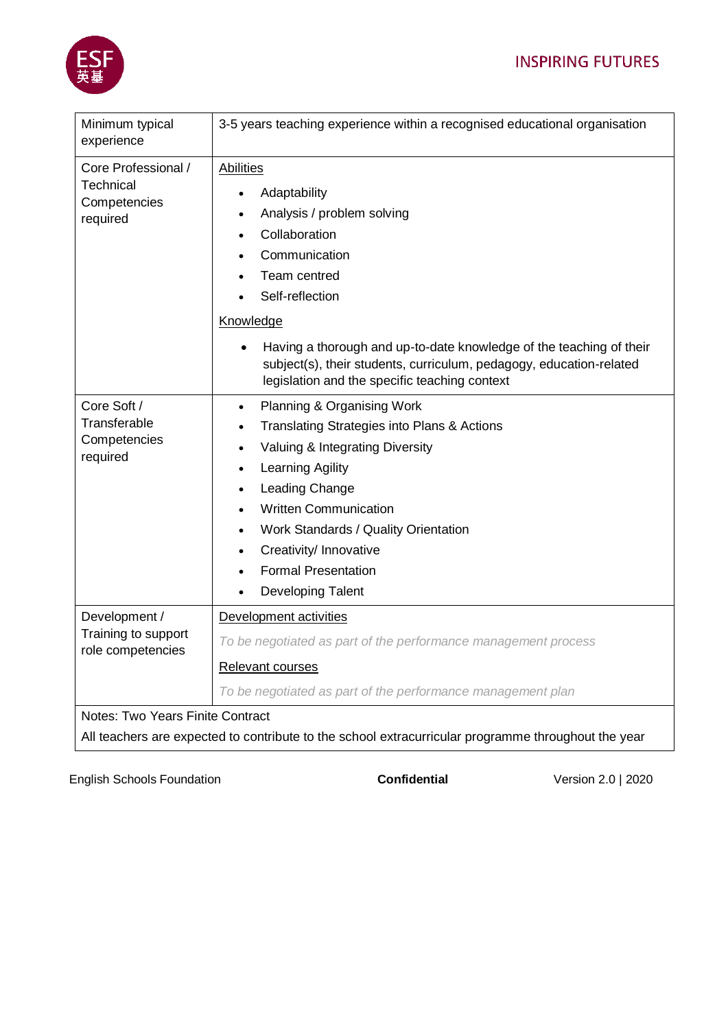| | |
|---|---|
| Minimum typical experience | 3-5 years teaching experience within a recognised educational organisation |
| Core Professional / Technical Competencies required | Abilities<br>• Adaptability<br>• Analysis / problem solving<br>• Collaboration<br>• Communication<br>• Team centred<br>• Self-reflection<br>Knowledge<br>• Having a thorough and up-to-date knowledge of the teaching of their subject(s), their students, curriculum, pedagogy, education-related legislation and the specific teaching context |
| Core Soft / Transferable Competencies required | • Planning & Organising Work<br>• Translating Strategies into Plans & Actions<br>• Valuing & Integrating Diversity<br>• Learning Agility<br>• Leading Change<br>• Written Communication<br>• Work Standards / Quality Orientation<br>• Creativity/ Innovative<br>• Formal Presentation<br>• Developing Talent |
| Development / Training to support role competencies | Development activities<br>*To be negotiated as part of the performance management process*<br>Relevant courses<br>*To be negotiated as part of the performance management plan* |
| Notes: Two Years Finite Contract<br>All teachers are expected to contribute to the school extracurricular programme throughout the year | |